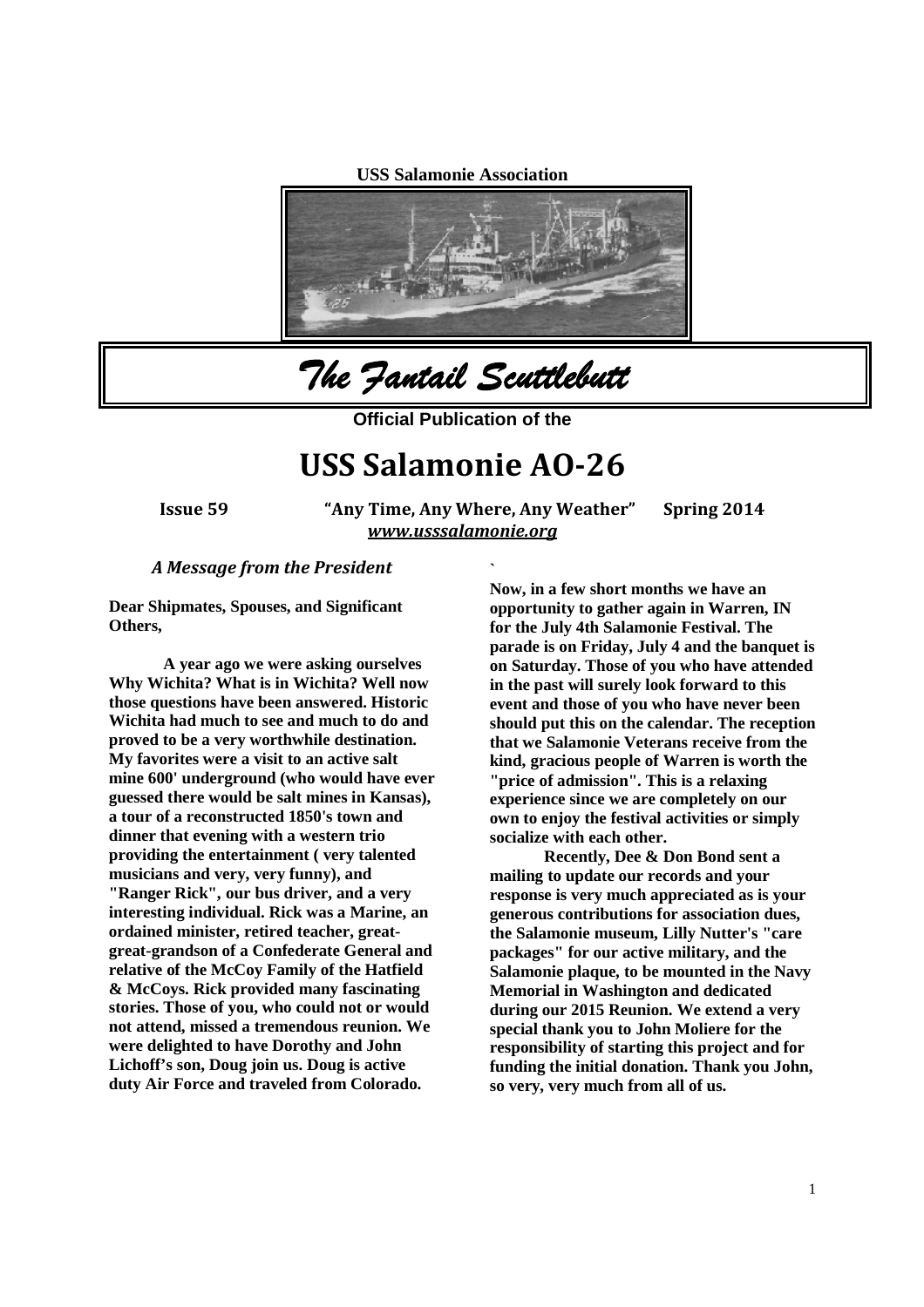USS Salamonie Association

# *The Fantail Scuttlebutt*

**Official Publication of the**

# USS Salamonie AO-26

**Issue 59** **"Any Time, Any Where, Any Weather"** **Spring 2014**

***www.usssalamonie.org***

### *A Message from the President*

**Dear Shipmates, Spouses, and Significant Others,**

**A year ago we were asking ourselves Why Wichita? What is in Wichita? Well now those questions have been answered. Historic Wichita had much to see and much to do and proved to be a very worthwhile destination. My favorites were a visit to an active salt mine 600' underground (who would have ever guessed there would be salt mines in Kansas), a tour of a reconstructed 1850's town and dinner that evening with a western trio providing the entertainment ( very talented musicians and very, very funny), and "Ranger Rick", our bus driver, and a very interesting individual. Rick was a Marine, an ordained minister, retired teacher, great-great-grandson of a Confederate General and relative of the McCoy Family of the Hatfield & McCoys. Rick provided many fascinating stories. Those of you, who could not or would not attend, missed a tremendous reunion. We were delighted to have Dorothy and John Lichoff's son, Doug join us. Doug is active duty Air Force and traveled from Colorado.**

**Now, in a few short months we have an opportunity to gather again in Warren, IN for the July 4th Salamonie Festival. The parade is on Friday, July 4 and the banquet is on Saturday. Those of you who have attended in the past will surely look forward to this event and those of you who have never been should put this on the calendar. The reception that we Salamonie Veterans receive from the kind, gracious people of Warren is worth the "price of admission". This is a relaxing experience since we are completely on our own to enjoy the festival activities or simply socialize with each other.**

**Recently, Dee & Don Bond sent a mailing to update our records and your response is very much appreciated as is your generous contributions for association dues, the Salamonie museum, Lilly Nutter's "care packages" for our active military, and the Salamonie plaque, to be mounted in the Navy Memorial in Washington and dedicated during our 2015 Reunion. We extend a very special thank you to John Moliere for the responsibility of starting this project and for funding the initial donation. Thank you John, so very, very much from all of us.**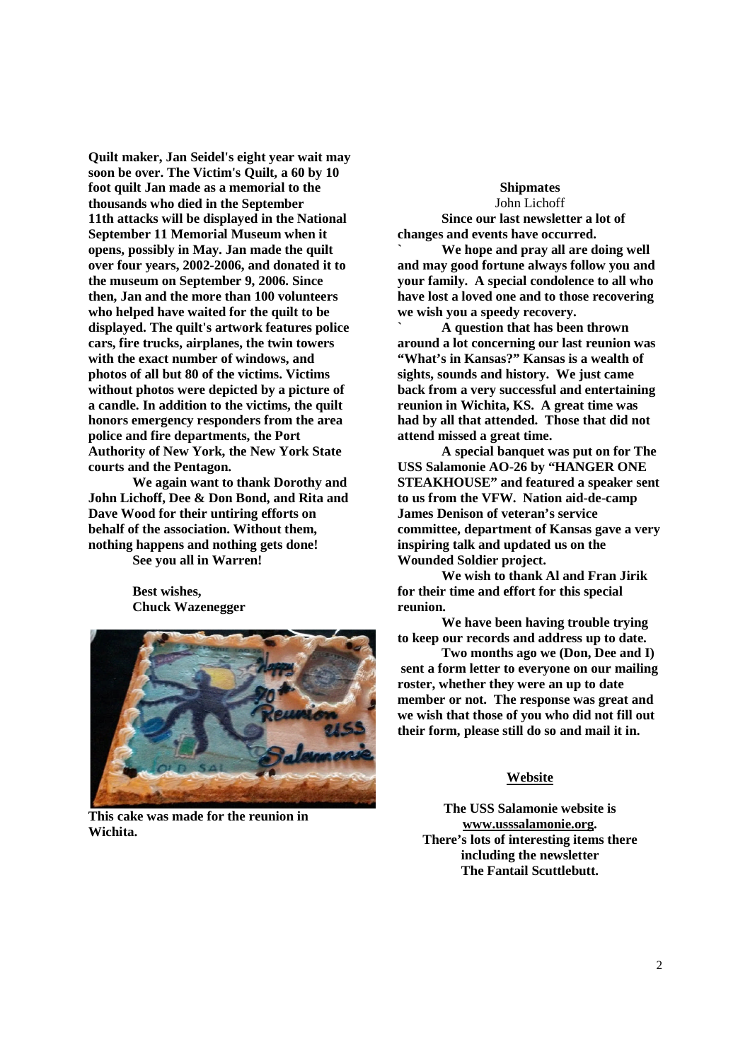**Quilt maker, Jan Seidel's eight year wait may soon be over. The Victim's Quilt, a 60 by 10 foot quilt Jan made as a memorial to the thousands who died in the September 11th attacks will be displayed in the National September 11 Memorial Museum when it opens, possibly in May. Jan made the quilt over four years, 2002-2006, and donated it to the museum on September 9, 2006. Since then, Jan and the more than 100 volunteers who helped have waited for the quilt to be displayed. The quilt's artwork features police cars, fire trucks, airplanes, the twin towers with the exact number of windows, and photos of all but 80 of the victims. Victims without photos were depicted by a picture of a candle. In addition to the victims, the quilt honors emergency responders from the area police and fire departments, the Port Authority of New York, the New York State courts and the Pentagon.**

**We again want to thank Dorothy and John Lichoff, Dee & Don Bond, and Rita and Dave Wood for their untiring efforts on behalf of the association. Without them, nothing happens and nothing gets done!**

**See you all in Warren!**

**Best wishes,**
**Chuck Wazenegger**

**This cake was made for the reunion in Wichita.**

**Shipmates**

John Lichoff

**Since our last newsletter a lot of changes and events have occurred.**

**We hope and pray all are doing well and may good fortune always follow you and your family. A special condolence to all who have lost a loved one and to those recovering we wish you a speedy recovery.**

**A question that has been thrown around a lot concerning our last reunion was "What's in Kansas?" Kansas is a wealth of sights, sounds and history. We just came back from a very successful and entertaining reunion in Wichita, KS. A great time was had by all that attended. Those that did not attend missed a great time.**

**A special banquet was put on for The USS Salamonie AO-26 by "HANGER ONE STEAKHOUSE" and featured a speaker sent to us from the VFW. Nation aid-de-camp James Denison of veteran's service committee, department of Kansas gave a very inspiring talk and updated us on the Wounded Soldier project.**

**We wish to thank Al and Fran Jirik for their time and effort for this special reunion.**

**We have been having trouble trying to keep our records and address up to date.**

**Two months ago we (Don, Dee and I) sent a form letter to everyone on our mailing roster, whether they were an up to date member or not. The response was great and we wish that those of you who did not fill out their form, please still do so and mail it in.**

**Website**

**The USS Salamonie website is www.usssalamonie.org. There's lots of interesting items there including the newsletter The Fantail Scuttlebutt.**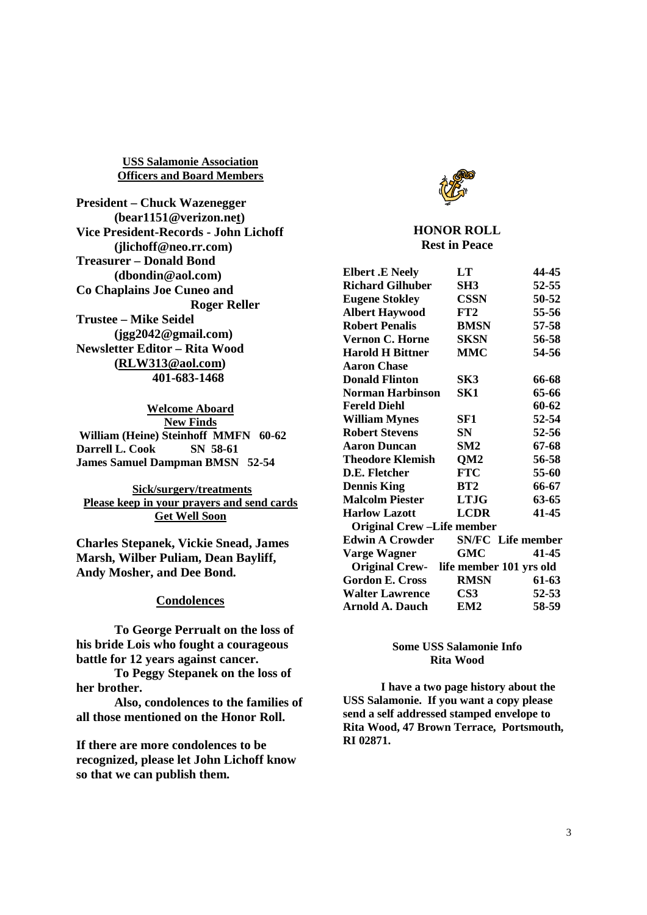## USS Salamonie Association
## Officers and Board Members

**President – Chuck Wazenegger (bear1151@verizon.net)**
**Vice President-Records - John Lichoff (jlichoff@neo.rr.com)**
**Treasurer – Donald Bond (dbondin@aol.com)**
**Co Chaplains Joe Cuneo and Roger Reller**
**Trustee – Mike Seidel (jgg2042@gmail.com)**
**Newsletter Editor – Rita Wood (RLW313@aol.com) 401-683-1468**

### Welcome Aboard
### New Finds

**William (Heine) Steinhoff MMFN 60-62**
**Darrell L. Cook SN 58-61**
**James Samuel Dampman BMSN 52-54**

### Sick/surgery/treatments
### Please keep in your prayers and send cards
### Get Well Soon

**Charles Stepanek, Vickie Snead, James Marsh, Wilber Puliam, Dean Bayliff, Andy Mosher, and Dee Bond.**

### Condolences

**To George Perrualt on the loss of his bride Lois who fought a courageous battle for 12 years against cancer.**

**To Peggy Stepanek on the loss of her brother.**

**Also, condolences to the families of all those mentioned on the Honor Roll.**

**If there are more condolences to be recognized, please let John Lichoff know so that we can publish them.**

## HONOR ROLL
### Rest in Peace

| Name | Rate | Years |
|---|---|---|
| Elbert .E Neely | LT | 44-45 |
| Richard Gilhuber | SH3 | 52-55 |
| Eugene Stokley | CSSN | 50-52 |
| Albert Haywood | FT2 | 55-56 |
| Robert Penalis | BMSN | 57-58 |
| Vernon C. Horne | SKSN | 56-58 |
| Harold H Bittner | MMC | 54-56 |
| Aaron Chase | | |
| Donald Flinton | SK3 | 66-68 |
| Norman Harbinson | SK1 | 65-66 |
| Fereld Diehl | | 60-62 |
| William Mynes | SF1 | 52-54 |
| Robert Stevens | SN | 52-56 |
| Aaron Duncan | SM2 | 67-68 |
| Theodore Klemish | QM2 | 56-58 |
| D.E. Fletcher | FTC | 55-60 |
| Dennis King | BT2 | 66-67 |
| Malcolm Piester | LTJG | 63-65 |
| Harlow Lazott | LCDR | 41-45 |
| Original Crew –Life member | | |
| Edwin A Crowder | SN/FC Life member | |
| Varge Wagner | GMC | 41-45 |
| Original Crew- | life member 101 yrs old | |
| Gordon E. Cross | RMSN | 61-63 |
| Walter Lawrence | CS3 | 52-53 |
| Arnold A. Dauch | EM2 | 58-59 |

### Some USS Salamonie Info
### Rita Wood

**I have a two page history about the USS Salamonie. If you want a copy please send a self addressed stamped envelope to Rita Wood, 47 Brown Terrace, Portsmouth, RI 02871.**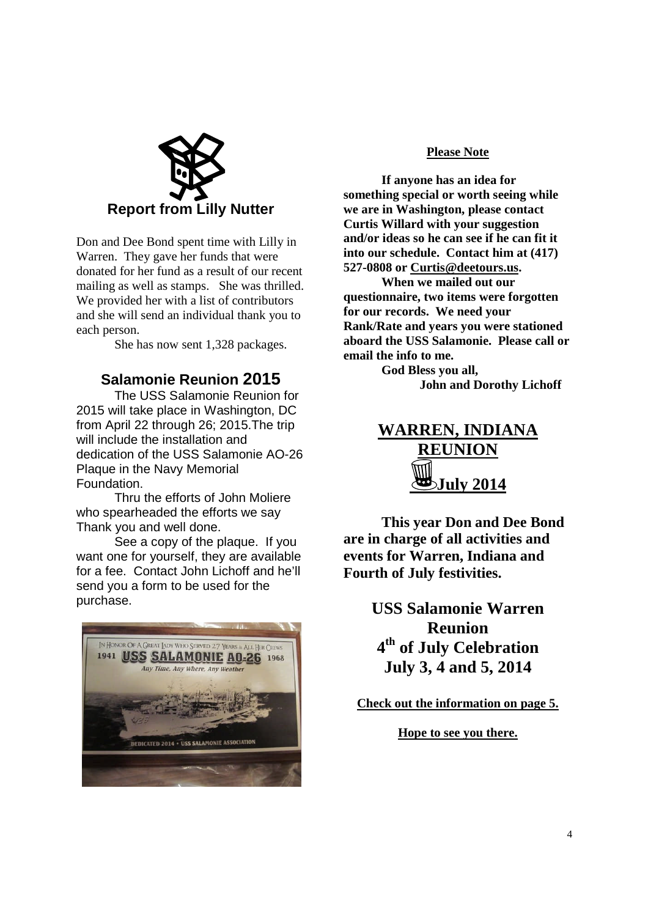## Report from Lilly Nutter

Don and Dee Bond spent time with Lilly in Warren. They gave her funds that were donated for her fund as a result of our recent mailing as well as stamps. She was thrilled. We provided her with a list of contributors and she will send an individual thank you to each person.

She has now sent 1,328 packages.

## Salamonie Reunion 2015

The USS Salamonie Reunion for 2015 will take place in Washington, DC from April 22 through 26; 2015.The trip will include the installation and dedication of the USS Salamonie AO-26 Plaque in the Navy Memorial Foundation.

Thru the efforts of John Moliere who spearheaded the efforts we say Thank you and well done.

See a copy of the plaque. If you want one for yourself, they are available for a fee. Contact John Lichoff and he'll send you a form to be used for the purchase.

**Please Note**

**If anyone has an idea for something special or worth seeing while we are in Washington, please contact Curtis Willard with your suggestion and/or ideas so he can see if he can fit it into our schedule. Contact him at (417) 527-0808 or Curtis@deetours.us.**

**When we mailed out our questionnaire, two items were forgotten for our records. We need your Rank/Rate and years you were stationed aboard the USS Salamonie. Please call or email the info to me.**

**God Bless you all,**

**John and Dorothy Lichoff**

## WARREN, INDIANA REUNION July 2014

**This year Don and Dee Bond are in charge of all activities and events for Warren, Indiana and Fourth of July festivities.**

**USS Salamonie Warren Reunion**
**4th of July Celebration**
**July 3, 4 and 5, 2014**

**Check out the information on page 5.**

**Hope to see you there.**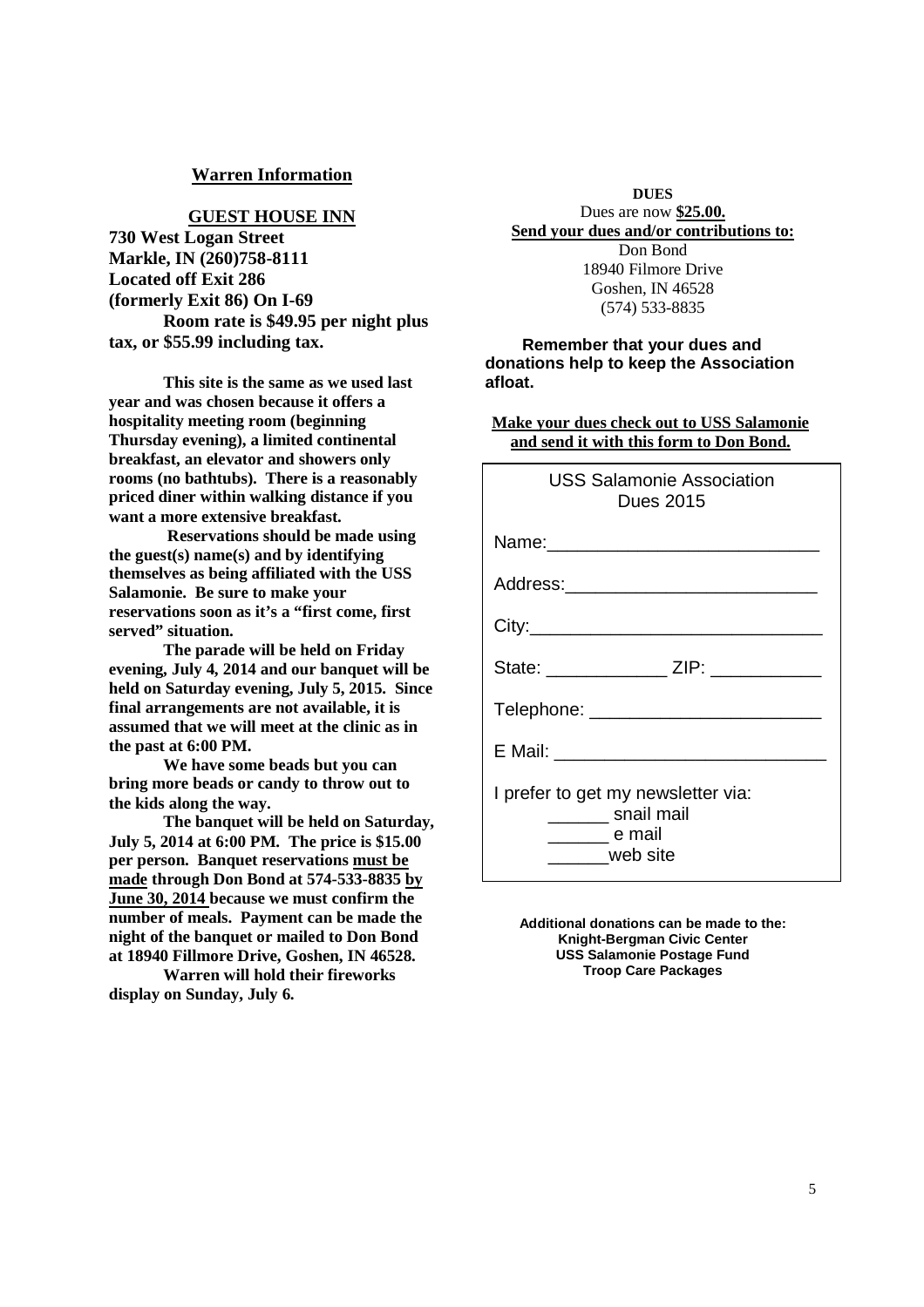## Warren Information

### GUEST HOUSE INN

**730 West Logan Street**
**Markle, IN (260)758-8111**
**Located off Exit 286**
**(formerly Exit 86) On I-69**

**Room rate is $49.95 per night plus tax, or $55.99 including tax.**

**This site is the same as we used last year and was chosen because it offers a hospitality meeting room (beginning Thursday evening), a limited continental breakfast, an elevator and showers only rooms (no bathtubs). There is a reasonably priced diner within walking distance if you want a more extensive breakfast.**

**Reservations should be made using the guest(s) name(s) and by identifying themselves as being affiliated with the USS Salamonie. Be sure to make your reservations soon as it's a "first come, first served" situation.**

**The parade will be held on Friday evening, July 4, 2014 and our banquet will be held on Saturday evening, July 5, 2015. Since final arrangements are not available, it is assumed that we will meet at the clinic as in the past at 6:00 PM.**

**We have some beads but you can bring more beads or candy to throw out to the kids along the way.**

**The banquet will be held on Saturday, July 5, 2014 at 6:00 PM. The price is $15.00 per person. Banquet reservations <u>must be made</u> through Don Bond at 574-533-8835 <u>by June 30, 2014</u> because we must confirm the number of meals. Payment can be made the night of the banquet or mailed to Don Bond at 18940 Fillmore Drive, Goshen, IN 46528.**

**Warren will hold their fireworks display on Sunday, July 6.**

### DUES

Dues are now **$25.00.**

**Send your dues and/or contributions to:**

Don Bond
18940 Filmore Drive
Goshen, IN 46528
(574) 533-8835

**Remember that your dues and donations help to keep the Association afloat.**

**Make your dues check out to USS Salamonie and send it with this form to Don Bond.**

USS Salamonie Association
Dues 2015

Name:___________________________

Address:_________________________

City:_____________________________

State: ____________ ZIP: ___________

Telephone: _______________________

E Mail: ___________________________

I prefer to get my newsletter via:

______ snail mail
______ e mail
______web site

**Additional donations can be made to the:**
**Knight-Bergman Civic Center**
**USS Salamonie Postage Fund**
**Troop Care Packages**